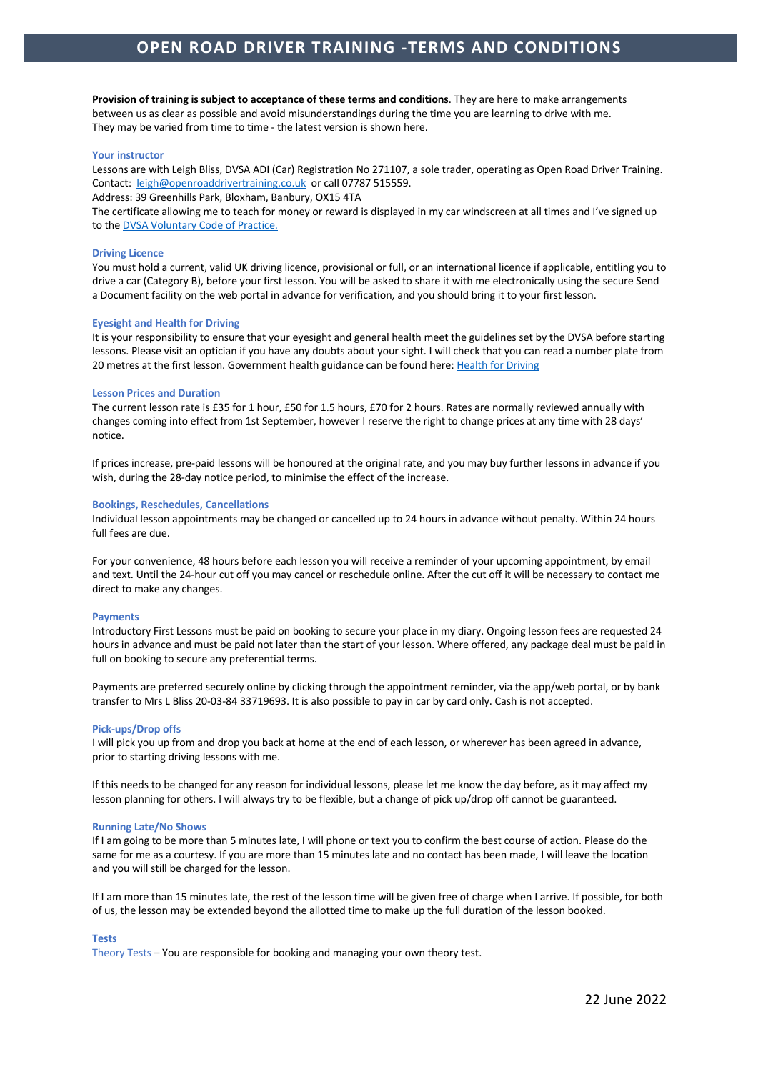# OPEN ROAD DRIVER TRAINING -TERMS AND CONDITIONS

**Provision of training is subject to acceptance of these terms and conditions**. They are here to make arrangements between us as clear as possible and avoid misunderstandings during the time you are learning to drive with me. They may be varied from time to time - the latest version is shown here.

### Your instructor

Lessons are with Leigh Bliss, DVSA ADI (Car) Registration No 271107, a sole trader, operating as Open Road Driver Training. Contact: leigh@openroaddrivertraining.co.uk or call 07787 515559.
Address: 39 Greenhills Park, Bloxham, Banbury, OX15 4TA
The certificate allowing me to teach for money or reward is displayed in my car windscreen at all times and I've signed up to the DVSA Voluntary Code of Practice.

### Driving Licence

You must hold a current, valid UK driving licence, provisional or full, or an international licence if applicable, entitling you to drive a car (Category B), before your first lesson. You will be asked to share it with me electronically using the secure Send a Document facility on the web portal in advance for verification, and you should bring it to your first lesson.

### Eyesight and Health for Driving

It is your responsibility to ensure that your eyesight and general health meet the guidelines set by the DVSA before starting lessons. Please visit an optician if you have any doubts about your sight. I will check that you can read a number plate from 20 metres at the first lesson. Government health guidance can be found here: Health for Driving

### Lesson Prices and Duration

The current lesson rate is £35 for 1 hour, £50 for 1.5 hours, £70 for 2 hours. Rates are normally reviewed annually with changes coming into effect from 1st September, however I reserve the right to change prices at any time with 28 days' notice.

If prices increase, pre-paid lessons will be honoured at the original rate, and you may buy further lessons in advance if you wish, during the 28-day notice period, to minimise the effect of the increase.

### Bookings, Reschedules, Cancellations

Individual lesson appointments may be changed or cancelled up to 24 hours in advance without penalty. Within 24 hours full fees are due.

For your convenience, 48 hours before each lesson you will receive a reminder of your upcoming appointment, by email and text. Until the 24-hour cut off you may cancel or reschedule online. After the cut off it will be necessary to contact me direct to make any changes.

### Payments

Introductory First Lessons must be paid on booking to secure your place in my diary. Ongoing lesson fees are requested 24 hours in advance and must be paid not later than the start of your lesson. Where offered, any package deal must be paid in full on booking to secure any preferential terms.

Payments are preferred securely online by clicking through the appointment reminder, via the app/web portal, or by bank transfer to Mrs L Bliss 20-03-84 33719693. It is also possible to pay in car by card only. Cash is not accepted.

### Pick-ups/Drop offs

I will pick you up from and drop you back at home at the end of each lesson, or wherever has been agreed in advance, prior to starting driving lessons with me.

If this needs to be changed for any reason for individual lessons, please let me know the day before, as it may affect my lesson planning for others. I will always try to be flexible, but a change of pick up/drop off cannot be guaranteed.

### Running Late/No Shows

If I am going to be more than 5 minutes late, I will phone or text you to confirm the best course of action. Please do the same for me as a courtesy. If you are more than 15 minutes late and no contact has been made, I will leave the location and you will still be charged for the lesson.

If I am more than 15 minutes late, the rest of the lesson time will be given free of charge when I arrive. If possible, for both of us, the lesson may be extended beyond the allotted time to make up the full duration of the lesson booked.

### Tests

Theory Tests – You are responsible for booking and managing your own theory test.

22 June 2022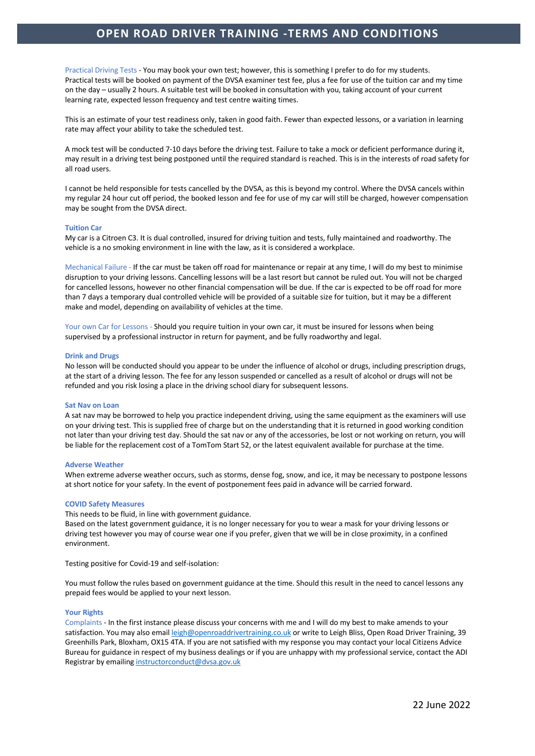# OPEN ROAD DRIVER TRAINING -TERMS AND CONDITIONS

Practical Driving Tests - You may book your own test; however, this is something I prefer to do for my students. Practical tests will be booked on payment of the DVSA examiner test fee, plus a fee for use of the tuition car and my time on the day – usually 2 hours. A suitable test will be booked in consultation with you, taking account of your current learning rate, expected lesson frequency and test centre waiting times.

This is an estimate of your test readiness only, taken in good faith. Fewer than expected lessons, or a variation in learning rate may affect your ability to take the scheduled test.

A mock test will be conducted 7-10 days before the driving test. Failure to take a mock or deficient performance during it, may result in a driving test being postponed until the required standard is reached. This is in the interests of road safety for all road users.

I cannot be held responsible for tests cancelled by the DVSA, as this is beyond my control. Where the DVSA cancels within my regular 24 hour cut off period, the booked lesson and fee for use of my car will still be charged, however compensation may be sought from the DVSA direct.

**Tuition Car**

My car is a Citroen C3. It is dual controlled, insured for driving tuition and tests, fully maintained and roadworthy. The vehicle is a no smoking environment in line with the law, as it is considered a workplace.

Mechanical Failure - If the car must be taken off road for maintenance or repair at any time, I will do my best to minimise disruption to your driving lessons. Cancelling lessons will be a last resort but cannot be ruled out. You will not be charged for cancelled lessons, however no other financial compensation will be due. If the car is expected to be off road for more than 7 days a temporary dual controlled vehicle will be provided of a suitable size for tuition, but it may be a different make and model, depending on availability of vehicles at the time.

Your own Car for Lessons - Should you require tuition in your own car, it must be insured for lessons when being supervised by a professional instructor in return for payment, and be fully roadworthy and legal.

**Drink and Drugs**

No lesson will be conducted should you appear to be under the influence of alcohol or drugs, including prescription drugs, at the start of a driving lesson. The fee for any lesson suspended or cancelled as a result of alcohol or drugs will not be refunded and you risk losing a place in the driving school diary for subsequent lessons.

**Sat Nav on Loan**

A sat nav may be borrowed to help you practice independent driving, using the same equipment as the examiners will use on your driving test. This is supplied free of charge but on the understanding that it is returned in good working condition not later than your driving test day. Should the sat nav or any of the accessories, be lost or not working on return, you will be liable for the replacement cost of a TomTom Start 52, or the latest equivalent available for purchase at the time.

**Adverse Weather**

When extreme adverse weather occurs, such as storms, dense fog, snow, and ice, it may be necessary to postpone lessons at short notice for your safety. In the event of postponement fees paid in advance will be carried forward.

**COVID Safety Measures**

This needs to be fluid, in line with government guidance.
Based on the latest government guidance, it is no longer necessary for you to wear a mask for your driving lessons or driving test however you may of course wear one if you prefer, given that we will be in close proximity, in a confined environment.

Testing positive for Covid-19 and self-isolation:

You must follow the rules based on government guidance at the time. Should this result in the need to cancel lessons any prepaid fees would be applied to your next lesson.

**Your Rights**

Complaints - In the first instance please discuss your concerns with me and I will do my best to make amends to your satisfaction. You may also email leigh@openroaddrivertraining.co.uk or write to Leigh Bliss, Open Road Driver Training, 39 Greenhills Park, Bloxham, OX15 4TA. If you are not satisfied with my response you may contact your local Citizens Advice Bureau for guidance in respect of my business dealings or if you are unhappy with my professional service, contact the ADI Registrar by emailing instructorconduct@dvsa.gov.uk

22 June 2022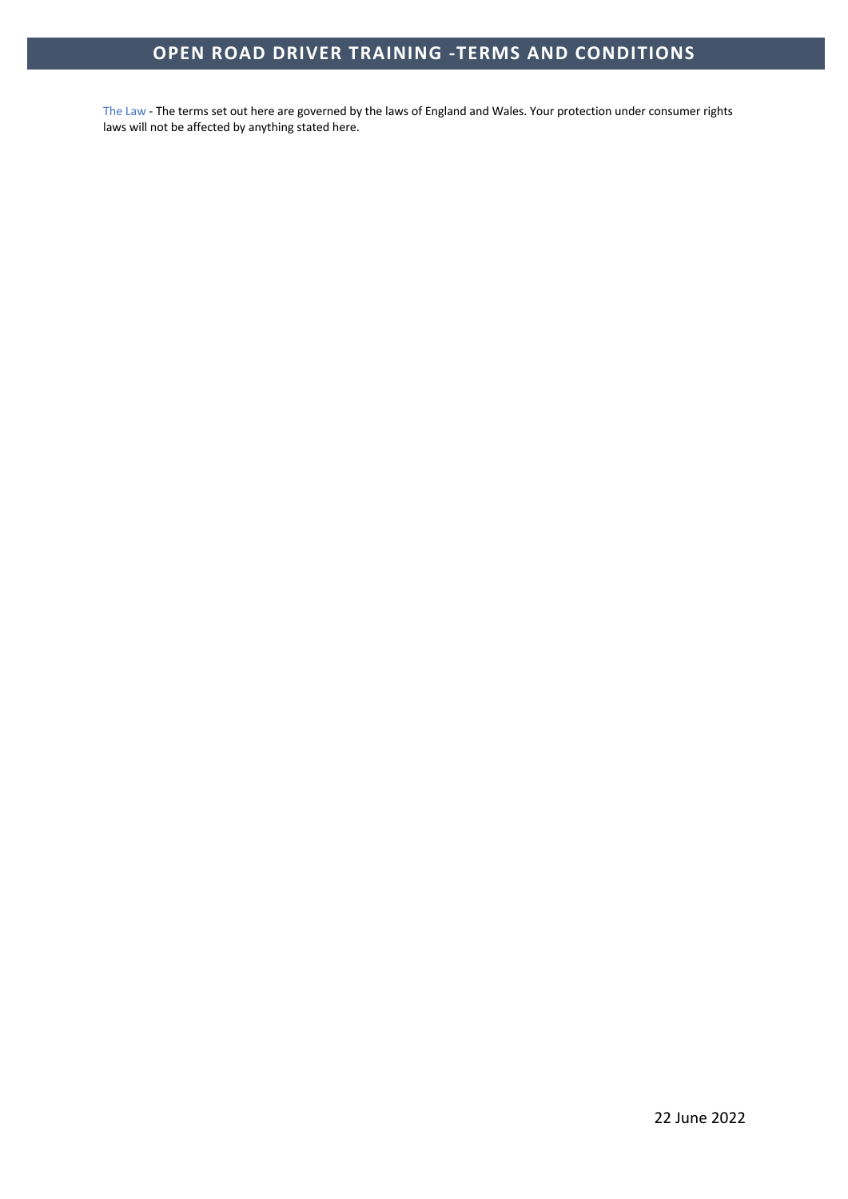The Law - The terms set out here are governed by the laws of England and Wales. Your protection under consumer rights laws will not be affected by anything stated here.

22 June 2022